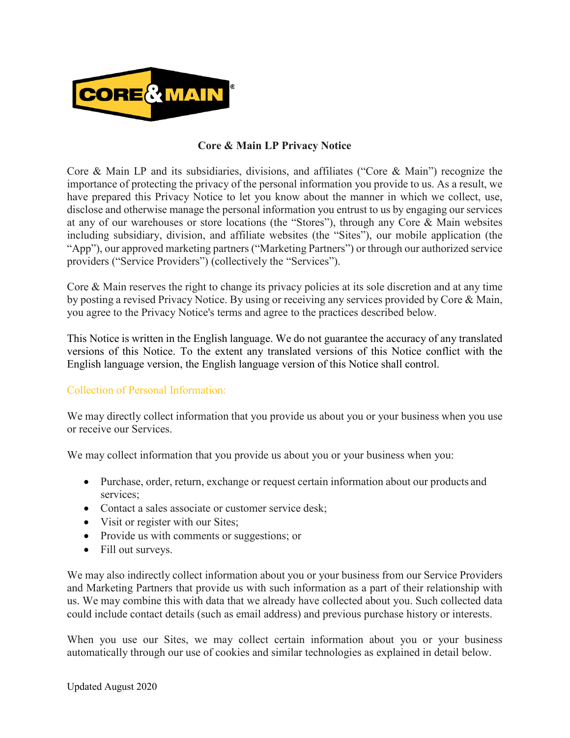# Core & Main LP Privacy Notice

Core & Main LP and its subsidiaries, divisions, and affiliates ("Core & Main") recognize the importance of protecting the privacy of the personal information you provide to us. As a result, we have prepared this Privacy Notice to let you know about the manner in which we collect, use, disclose and otherwise manage the personal information you entrust to us by engaging our services at any of our warehouses or store locations (the "Stores"), through any Core & Main websites including subsidiary, division, and affiliate websites (the "Sites"), our mobile application (the "App"), our approved marketing partners ("Marketing Partners") or through our authorized service providers ("Service Providers") (collectively the "Services").

Core & Main reserves the right to change its privacy policies at its sole discretion and at any time by posting a revised Privacy Notice. By using or receiving any services provided by Core & Main, you agree to the Privacy Notice's terms and agree to the practices described below.

This Notice is written in the English language. We do not guarantee the accuracy of any translated versions of this Notice. To the extent any translated versions of this Notice conflict with the English language version, the English language version of this Notice shall control.

## Collection of Personal Information:

We may directly collect information that you provide us about you or your business when you use or receive our Services.

We may collect information that you provide us about you or your business when you:

- Purchase, order, return, exchange or request certain information about our products and services;
- Contact a sales associate or customer service desk;
- Visit or register with our Sites;
- Provide us with comments or suggestions; or
- Fill out surveys.

We may also indirectly collect information about you or your business from our Service Providers and Marketing Partners that provide us with such information as a part of their relationship with us. We may combine this with data that we already have collected about you. Such collected data could include contact details (such as email address) and previous purchase history or interests.

When you use our Sites, we may collect certain information about you or your business automatically through our use of cookies and similar technologies as explained in detail below.

Updated August 2020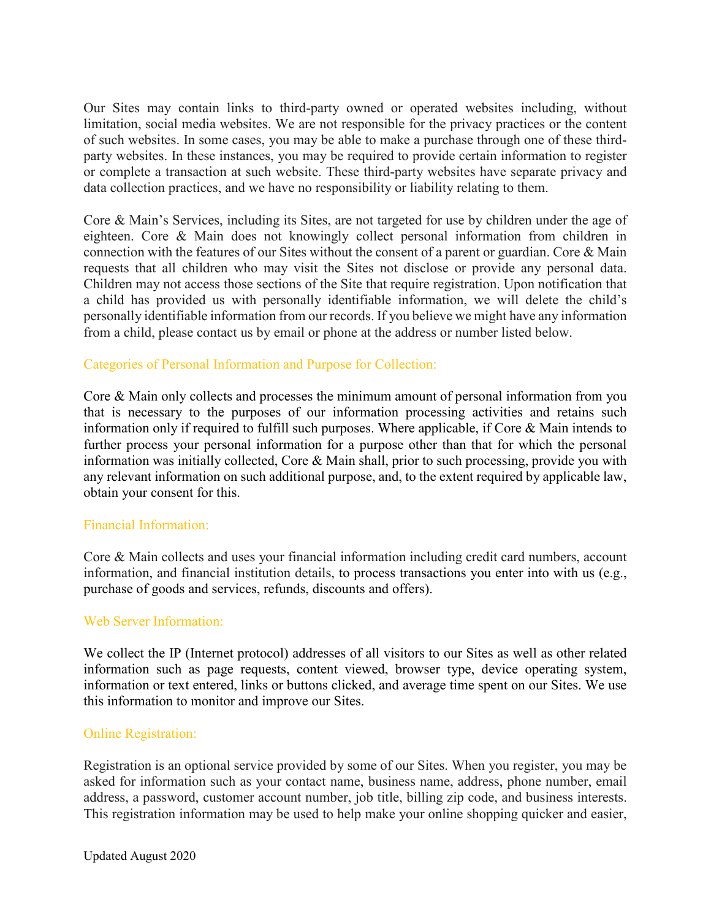Our Sites may contain links to third-party owned or operated websites including, without limitation, social media websites. We are not responsible for the privacy practices or the content of such websites. In some cases, you may be able to make a purchase through one of these third-party websites. In these instances, you may be required to provide certain information to register or complete a transaction at such website. These third-party websites have separate privacy and data collection practices, and we have no responsibility or liability relating to them.

Core & Main's Services, including its Sites, are not targeted for use by children under the age of eighteen. Core & Main does not knowingly collect personal information from children in connection with the features of our Sites without the consent of a parent or guardian. Core & Main requests that all children who may visit the Sites not disclose or provide any personal data. Children may not access those sections of the Site that require registration. Upon notification that a child has provided us with personally identifiable information, we will delete the child's personally identifiable information from our records. If you believe we might have any information from a child, please contact us by email or phone at the address or number listed below.

### Categories of Personal Information and Purpose for Collection:

Core & Main only collects and processes the minimum amount of personal information from you that is necessary to the purposes of our information processing activities and retains such information only if required to fulfill such purposes. Where applicable, if Core & Main intends to further process your personal information for a purpose other than that for which the personal information was initially collected, Core & Main shall, prior to such processing, provide you with any relevant information on such additional purpose, and, to the extent required by applicable law, obtain your consent for this.

### Financial Information:

Core & Main collects and uses your financial information including credit card numbers, account information, and financial institution details, to process transactions you enter into with us (e.g., purchase of goods and services, refunds, discounts and offers).

### Web Server Information:

We collect the IP (Internet protocol) addresses of all visitors to our Sites as well as other related information such as page requests, content viewed, browser type, device operating system, information or text entered, links or buttons clicked, and average time spent on our Sites. We use this information to monitor and improve our Sites.

### Online Registration:

Registration is an optional service provided by some of our Sites. When you register, you may be asked for information such as your contact name, business name, address, phone number, email address, a password, customer account number, job title, billing zip code, and business interests. This registration information may be used to help make your online shopping quicker and easier,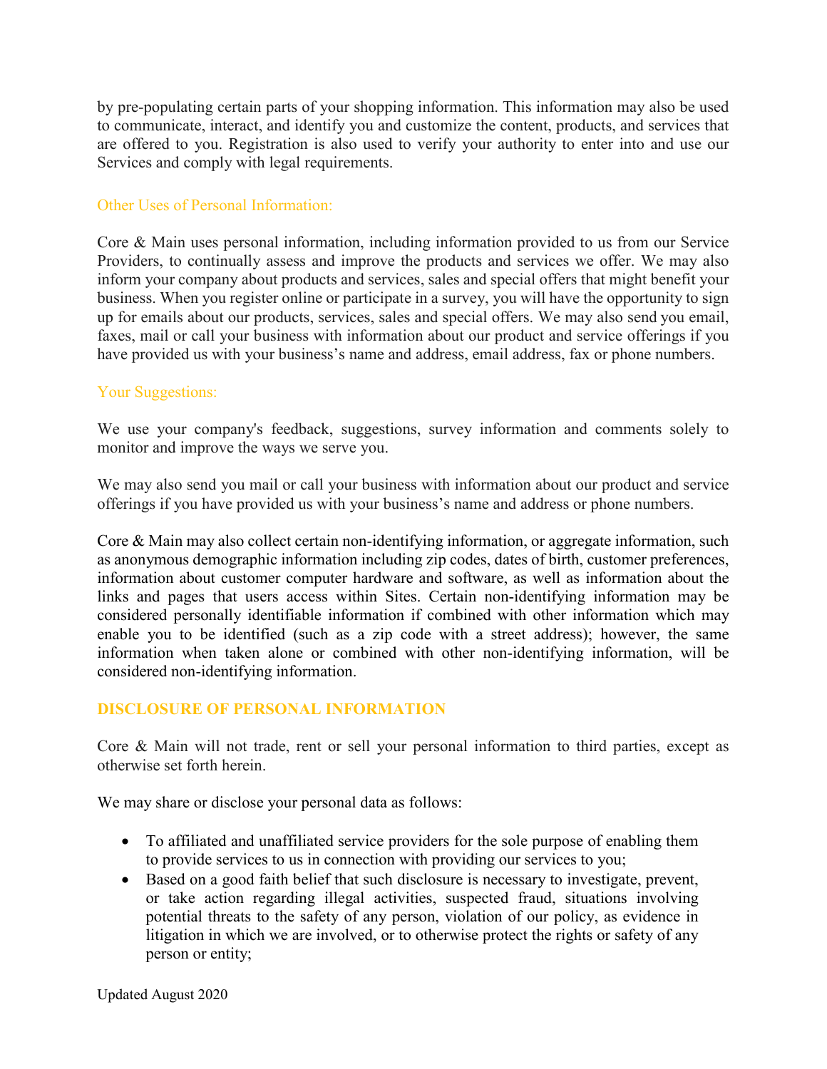by pre-populating certain parts of your shopping information. This information may also be used to communicate, interact, and identify you and customize the content, products, and services that are offered to you. Registration is also used to verify your authority to enter into and use our Services and comply with legal requirements.

### Other Uses of Personal Information:

Core & Main uses personal information, including information provided to us from our Service Providers, to continually assess and improve the products and services we offer. We may also inform your company about products and services, sales and special offers that might benefit your business. When you register online or participate in a survey, you will have the opportunity to sign up for emails about our products, services, sales and special offers. We may also send you email, faxes, mail or call your business with information about our product and service offerings if you have provided us with your business's name and address, email address, fax or phone numbers.

### Your Suggestions:

We use your company's feedback, suggestions, survey information and comments solely to monitor and improve the ways we serve you.

We may also send you mail or call your business with information about our product and service offerings if you have provided us with your business's name and address or phone numbers.

Core & Main may also collect certain non-identifying information, or aggregate information, such as anonymous demographic information including zip codes, dates of birth, customer preferences, information about customer computer hardware and software, as well as information about the links and pages that users access within Sites. Certain non-identifying information may be considered personally identifiable information if combined with other information which may enable you to be identified (such as a zip code with a street address); however, the same information when taken alone or combined with other non-identifying information, will be considered non-identifying information.

## DISCLOSURE OF PERSONAL INFORMATION

Core & Main will not trade, rent or sell your personal information to third parties, except as otherwise set forth herein.

We may share or disclose your personal data as follows:

- To affiliated and unaffiliated service providers for the sole purpose of enabling them to provide services to us in connection with providing our services to you;
- Based on a good faith belief that such disclosure is necessary to investigate, prevent, or take action regarding illegal activities, suspected fraud, situations involving potential threats to the safety of any person, violation of our policy, as evidence in litigation in which we are involved, or to otherwise protect the rights or safety of any person or entity;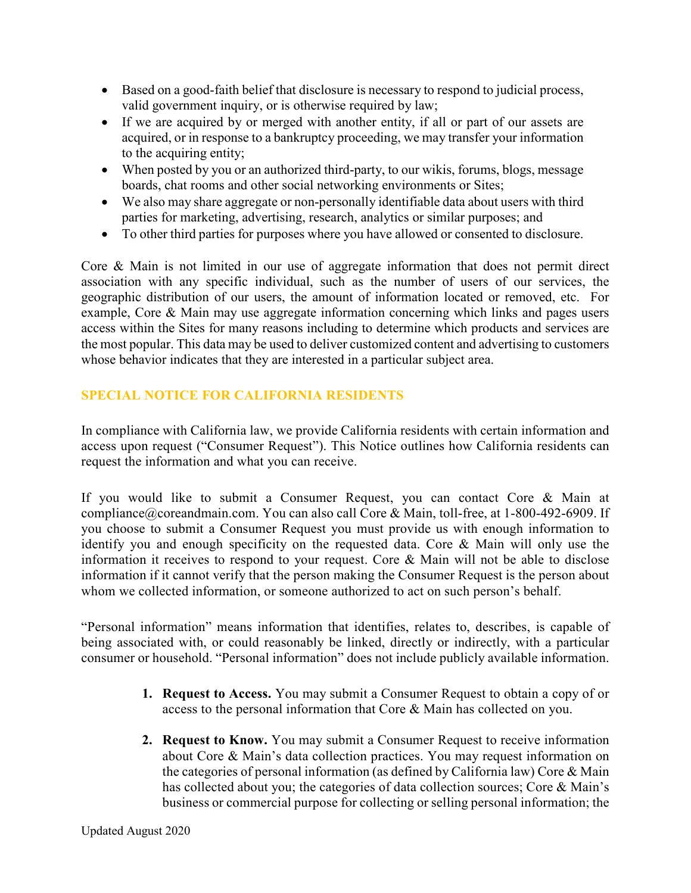- Based on a good-faith belief that disclosure is necessary to respond to judicial process, valid government inquiry, or is otherwise required by law;
- If we are acquired by or merged with another entity, if all or part of our assets are acquired, or in response to a bankruptcy proceeding, we may transfer your information to the acquiring entity;
- When posted by you or an authorized third-party, to our wikis, forums, blogs, message boards, chat rooms and other social networking environments or Sites;
- We also may share aggregate or non-personally identifiable data about users with third parties for marketing, advertising, research, analytics or similar purposes; and
- To other third parties for purposes where you have allowed or consented to disclosure.

Core & Main is not limited in our use of aggregate information that does not permit direct association with any specific individual, such as the number of users of our services, the geographic distribution of our users, the amount of information located or removed, etc. For example, Core & Main may use aggregate information concerning which links and pages users access within the Sites for many reasons including to determine which products and services are the most popular. This data may be used to deliver customized content and advertising to customers whose behavior indicates that they are interested in a particular subject area.

## SPECIAL NOTICE FOR CALIFORNIA RESIDENTS

In compliance with California law, we provide California residents with certain information and access upon request ("Consumer Request"). This Notice outlines how California residents can request the information and what you can receive.

If you would like to submit a Consumer Request, you can contact Core & Main at compliance@coreandmain.com. You can also call Core & Main, toll-free, at 1-800-492-6909. If you choose to submit a Consumer Request you must provide us with enough information to identify you and enough specificity on the requested data. Core & Main will only use the information it receives to respond to your request. Core & Main will not be able to disclose information if it cannot verify that the person making the Consumer Request is the person about whom we collected information, or someone authorized to act on such person's behalf.

"Personal information" means information that identifies, relates to, describes, is capable of being associated with, or could reasonably be linked, directly or indirectly, with a particular consumer or household. "Personal information" does not include publicly available information.

1. **Request to Access.** You may submit a Consumer Request to obtain a copy of or access to the personal information that Core & Main has collected on you.

2. **Request to Know.** You may submit a Consumer Request to receive information about Core & Main's data collection practices. You may request information on the categories of personal information (as defined by California law) Core & Main has collected about you; the categories of data collection sources; Core & Main's business or commercial purpose for collecting or selling personal information; the

Updated August 2020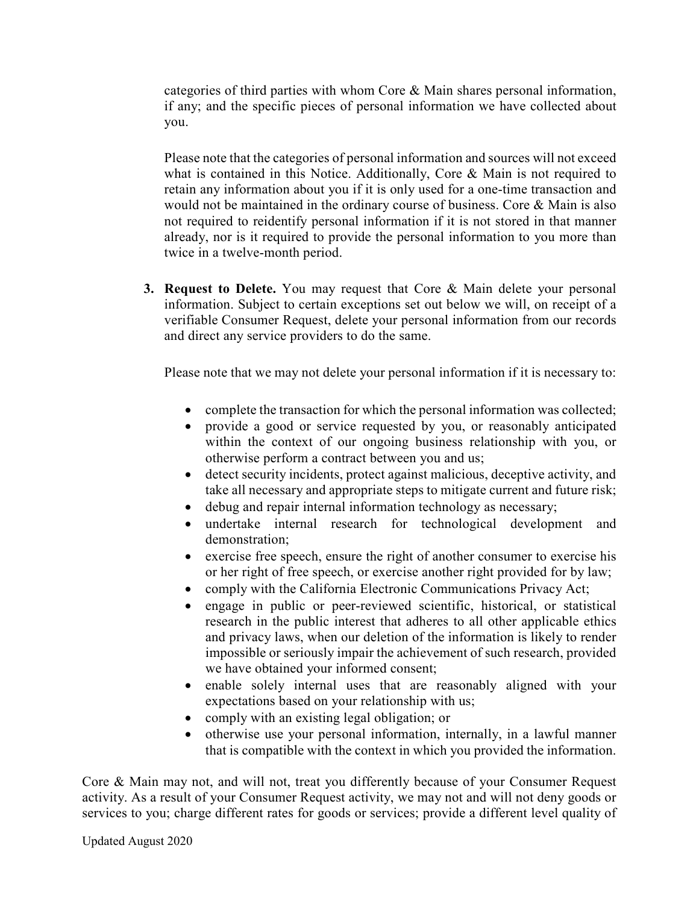categories of third parties with whom Core & Main shares personal information, if any; and the specific pieces of personal information we have collected about you.

Please note that the categories of personal information and sources will not exceed what is contained in this Notice. Additionally, Core & Main is not required to retain any information about you if it is only used for a one-time transaction and would not be maintained in the ordinary course of business. Core & Main is also not required to reidentify personal information if it is not stored in that manner already, nor is it required to provide the personal information to you more than twice in a twelve-month period.

3. **Request to Delete.** You may request that Core & Main delete your personal information. Subject to certain exceptions set out below we will, on receipt of a verifiable Consumer Request, delete your personal information from our records and direct any service providers to do the same.

   Please note that we may not delete your personal information if it is necessary to:

   - complete the transaction for which the personal information was collected;
   - provide a good or service requested by you, or reasonably anticipated within the context of our ongoing business relationship with you, or otherwise perform a contract between you and us;
   - detect security incidents, protect against malicious, deceptive activity, and take all necessary and appropriate steps to mitigate current and future risk;
   - debug and repair internal information technology as necessary;
   - undertake internal research for technological development and demonstration;
   - exercise free speech, ensure the right of another consumer to exercise his or her right of free speech, or exercise another right provided for by law;
   - comply with the California Electronic Communications Privacy Act;
   - engage in public or peer-reviewed scientific, historical, or statistical research in the public interest that adheres to all other applicable ethics and privacy laws, when our deletion of the information is likely to render impossible or seriously impair the achievement of such research, provided we have obtained your informed consent;
   - enable solely internal uses that are reasonably aligned with your expectations based on your relationship with us;
   - comply with an existing legal obligation; or
   - otherwise use your personal information, internally, in a lawful manner that is compatible with the context in which you provided the information.

Core & Main may not, and will not, treat you differently because of your Consumer Request activity. As a result of your Consumer Request activity, we may not and will not deny goods or services to you; charge different rates for goods or services; provide a different level quality of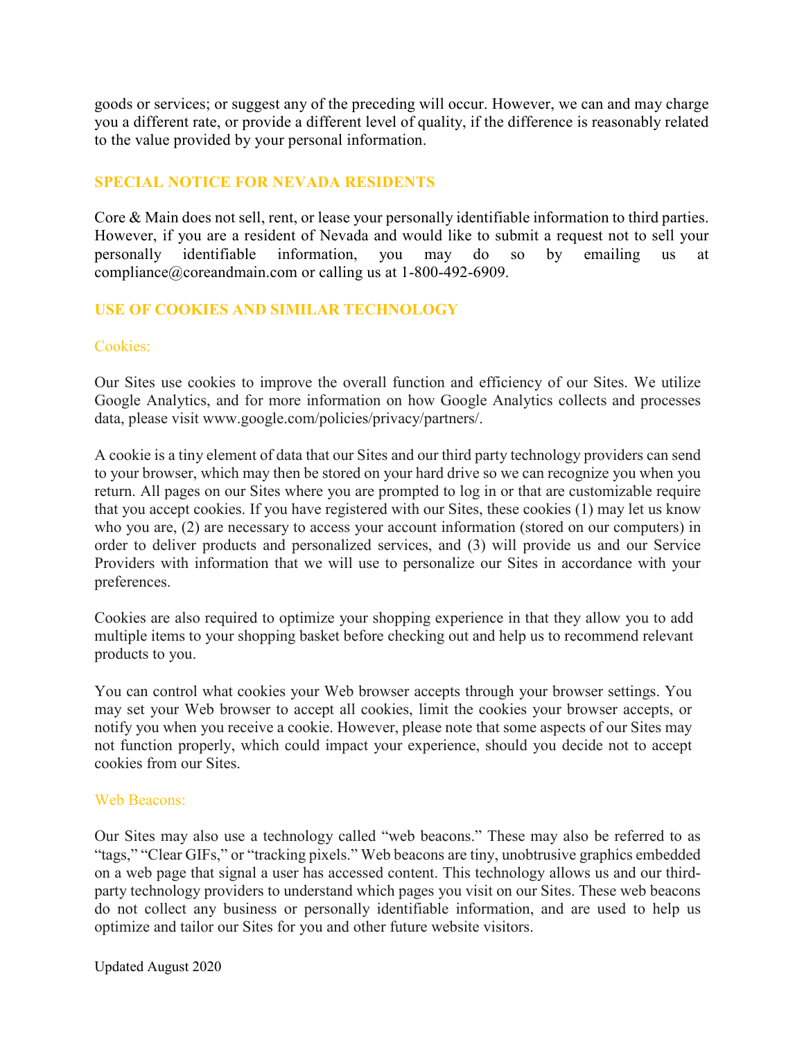goods or services; or suggest any of the preceding will occur. However, we can and may charge you a different rate, or provide a different level of quality, if the difference is reasonably related to the value provided by your personal information.

## SPECIAL NOTICE FOR NEVADA RESIDENTS

Core & Main does not sell, rent, or lease your personally identifiable information to third parties. However, if you are a resident of Nevada and would like to submit a request not to sell your personally identifiable information, you may do so by emailing us at compliance@coreandmain.com or calling us at 1-800-492-6909.

## USE OF COOKIES AND SIMILAR TECHNOLOGY

### Cookies:

Our Sites use cookies to improve the overall function and efficiency of our Sites. We utilize Google Analytics, and for more information on how Google Analytics collects and processes data, please visit www.google.com/policies/privacy/partners/.

A cookie is a tiny element of data that our Sites and our third party technology providers can send to your browser, which may then be stored on your hard drive so we can recognize you when you return. All pages on our Sites where you are prompted to log in or that are customizable require that you accept cookies. If you have registered with our Sites, these cookies (1) may let us know who you are, (2) are necessary to access your account information (stored on our computers) in order to deliver products and personalized services, and (3) will provide us and our Service Providers with information that we will use to personalize our Sites in accordance with your preferences.

Cookies are also required to optimize your shopping experience in that they allow you to add multiple items to your shopping basket before checking out and help us to recommend relevant products to you.

You can control what cookies your Web browser accepts through your browser settings. You may set your Web browser to accept all cookies, limit the cookies your browser accepts, or notify you when you receive a cookie. However, please note that some aspects of our Sites may not function properly, which could impact your experience, should you decide not to accept cookies from our Sites.

### Web Beacons:

Our Sites may also use a technology called "web beacons." These may also be referred to as "tags," "Clear GIFs," or "tracking pixels." Web beacons are tiny, unobtrusive graphics embedded on a web page that signal a user has accessed content. This technology allows us and our third-party technology providers to understand which pages you visit on our Sites. These web beacons do not collect any business or personally identifiable information, and are used to help us optimize and tailor our Sites for you and other future website visitors.

Updated August 2020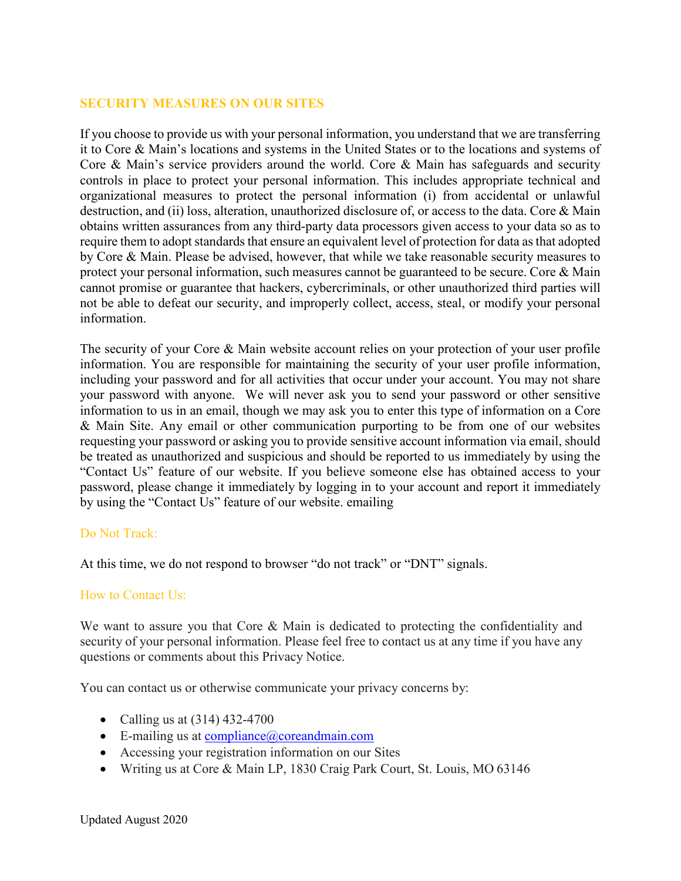## SECURITY MEASURES ON OUR SITES

If you choose to provide us with your personal information, you understand that we are transferring it to Core & Main's locations and systems in the United States or to the locations and systems of Core & Main's service providers around the world. Core & Main has safeguards and security controls in place to protect your personal information. This includes appropriate technical and organizational measures to protect the personal information (i) from accidental or unlawful destruction, and (ii) loss, alteration, unauthorized disclosure of, or access to the data. Core & Main obtains written assurances from any third-party data processors given access to your data so as to require them to adopt standards that ensure an equivalent level of protection for data as that adopted by Core & Main. Please be advised, however, that while we take reasonable security measures to protect your personal information, such measures cannot be guaranteed to be secure. Core & Main cannot promise or guarantee that hackers, cybercriminals, or other unauthorized third parties will not be able to defeat our security, and improperly collect, access, steal, or modify your personal information.

The security of your Core & Main website account relies on your protection of your user profile information. You are responsible for maintaining the security of your user profile information, including your password and for all activities that occur under your account. You may not share your password with anyone. We will never ask you to send your password or other sensitive information to us in an email, though we may ask you to enter this type of information on a Core & Main Site. Any email or other communication purporting to be from one of our websites requesting your password or asking you to provide sensitive account information via email, should be treated as unauthorized and suspicious and should be reported to us immediately by using the "Contact Us" feature of our website. If you believe someone else has obtained access to your password, please change it immediately by logging in to your account and report it immediately by using the "Contact Us" feature of our website. emailing

### Do Not Track:

At this time, we do not respond to browser "do not track" or "DNT" signals.

### How to Contact Us:

We want to assure you that Core & Main is dedicated to protecting the confidentiality and security of your personal information. Please feel free to contact us at any time if you have any questions or comments about this Privacy Notice.

You can contact us or otherwise communicate your privacy concerns by:

- Calling us at (314) 432-4700
- E-mailing us at compliance@coreandmain.com
- Accessing your registration information on our Sites
- Writing us at Core & Main LP, 1830 Craig Park Court, St. Louis, MO 63146

Updated August 2020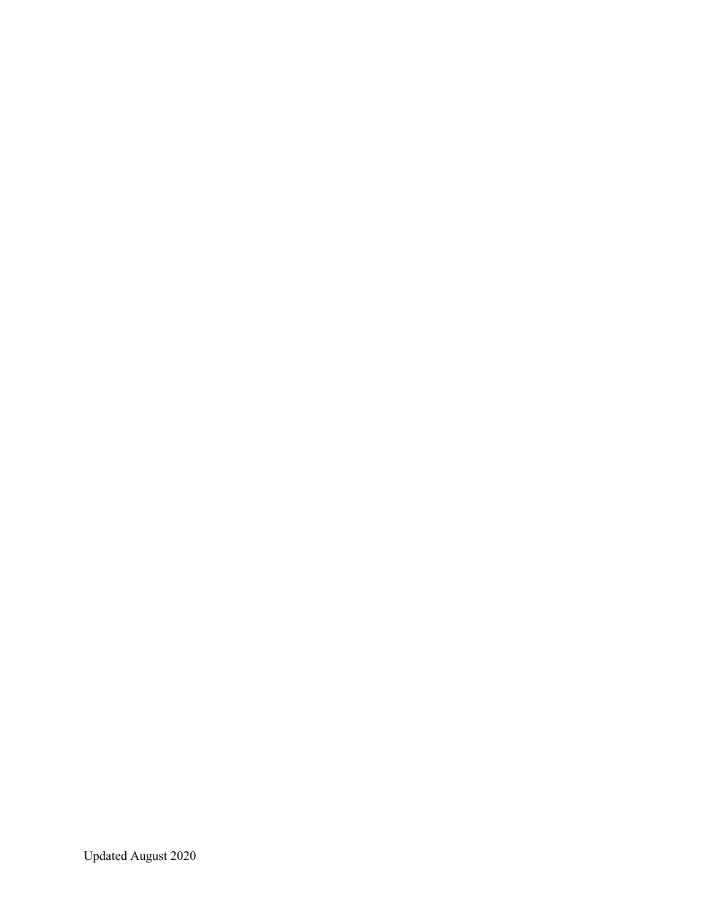Updated August 2020